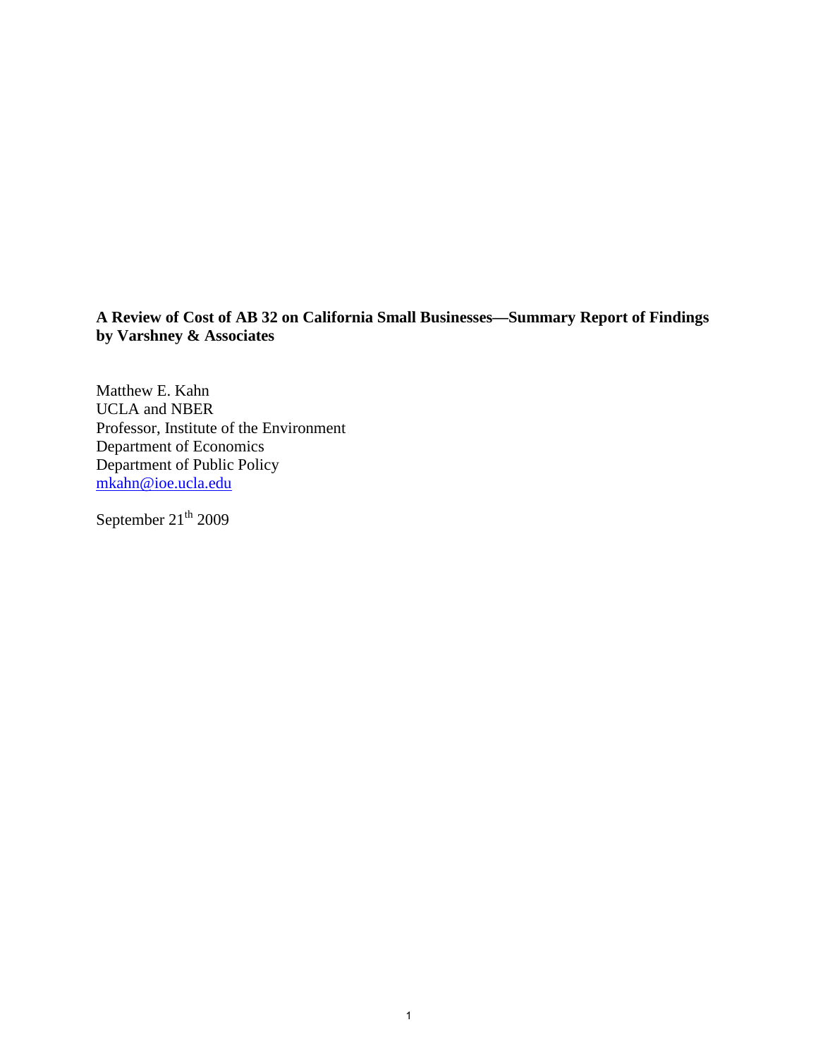**A Review of Cost of AB 32 on California Small Businesses—Summary Report of Findings by Varshney & Associates**

Matthew E. Kahn
UCLA and NBER
Professor, Institute of the Environment
Department of Economics
Department of Public Policy
mkahn@ioe.ucla.edu

September 21th 2009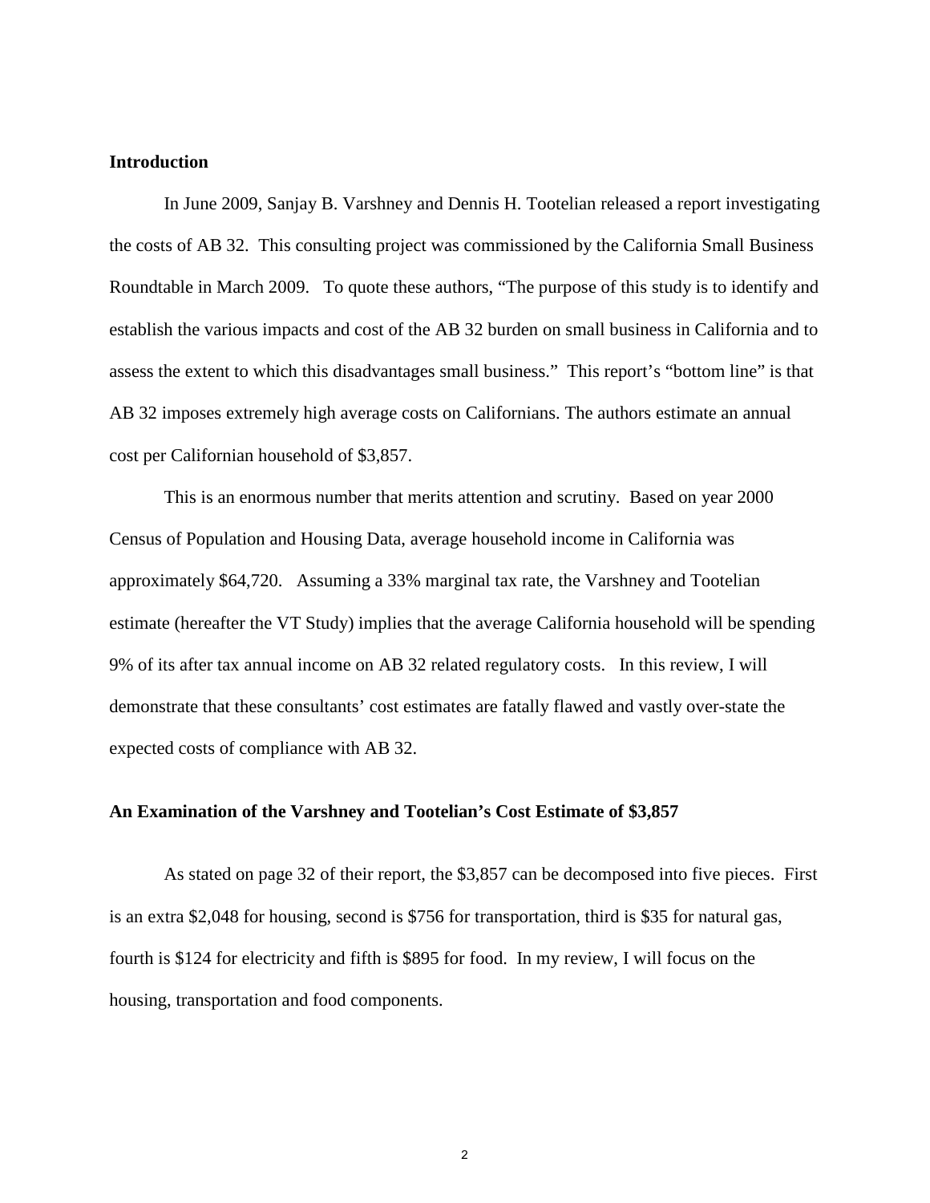## Introduction

In June 2009, Sanjay B. Varshney and Dennis H. Tootelian released a report investigating the costs of AB 32. This consulting project was commissioned by the California Small Business Roundtable in March 2009. To quote these authors, "The purpose of this study is to identify and establish the various impacts and cost of the AB 32 burden on small business in California and to assess the extent to which this disadvantages small business." This report's "bottom line" is that AB 32 imposes extremely high average costs on Californians. The authors estimate an annual cost per Californian household of $3,857.

This is an enormous number that merits attention and scrutiny. Based on year 2000 Census of Population and Housing Data, average household income in California was approximately $64,720. Assuming a 33% marginal tax rate, the Varshney and Tootelian estimate (hereafter the VT Study) implies that the average California household will be spending 9% of its after tax annual income on AB 32 related regulatory costs. In this review, I will demonstrate that these consultants' cost estimates are fatally flawed and vastly over-state the expected costs of compliance with AB 32.

## An Examination of the Varshney and Tootelian's Cost Estimate of $3,857

As stated on page 32 of their report, the $3,857 can be decomposed into five pieces. First is an extra $2,048 for housing, second is $756 for transportation, third is $35 for natural gas, fourth is $124 for electricity and fifth is $895 for food. In my review, I will focus on the housing, transportation and food components.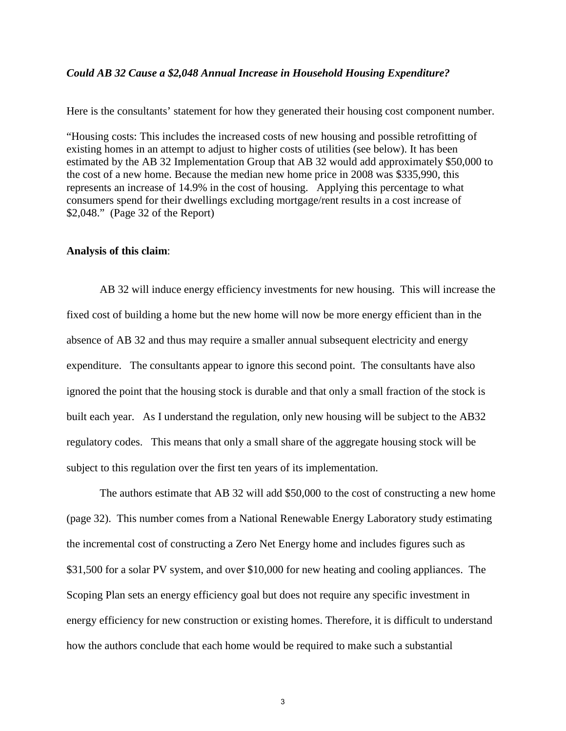***Could AB 32 Cause a $2,048 Annual Increase in Household Housing Expenditure?***

Here is the consultants' statement for how they generated their housing cost component number.

"Housing costs: This includes the increased costs of new housing and possible retrofitting of existing homes in an attempt to adjust to higher costs of utilities (see below). It has been estimated by the AB 32 Implementation Group that AB 32 would add approximately $50,000 to the cost of a new home. Because the median new home price in 2008 was $335,990, this represents an increase of 14.9% in the cost of housing. Applying this percentage to what consumers spend for their dwellings excluding mortgage/rent results in a cost increase of $2,048." (Page 32 of the Report)

**Analysis of this claim**:

AB 32 will induce energy efficiency investments for new housing. This will increase the fixed cost of building a home but the new home will now be more energy efficient than in the absence of AB 32 and thus may require a smaller annual subsequent electricity and energy expenditure. The consultants appear to ignore this second point. The consultants have also ignored the point that the housing stock is durable and that only a small fraction of the stock is built each year. As I understand the regulation, only new housing will be subject to the AB32 regulatory codes. This means that only a small share of the aggregate housing stock will be subject to this regulation over the first ten years of its implementation.

The authors estimate that AB 32 will add $50,000 to the cost of constructing a new home (page 32). This number comes from a National Renewable Energy Laboratory study estimating the incremental cost of constructing a Zero Net Energy home and includes figures such as $31,500 for a solar PV system, and over $10,000 for new heating and cooling appliances. The Scoping Plan sets an energy efficiency goal but does not require any specific investment in energy efficiency for new construction or existing homes. Therefore, it is difficult to understand how the authors conclude that each home would be required to make such a substantial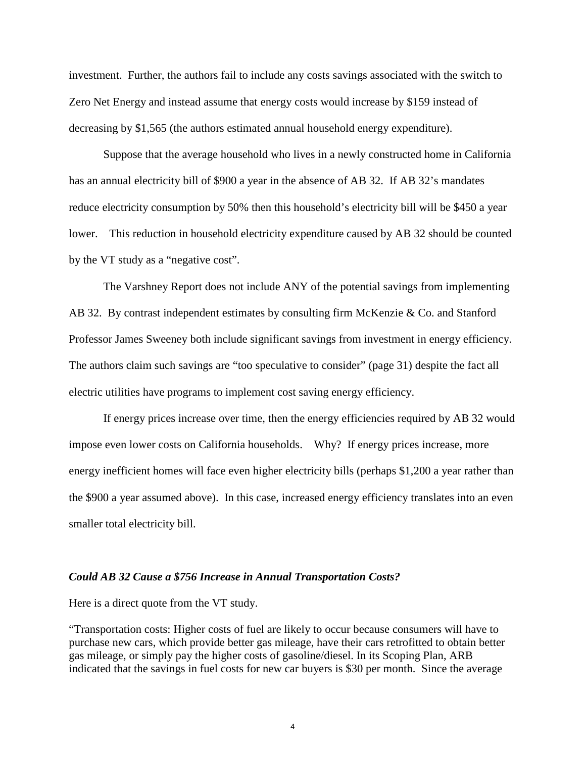investment. Further, the authors fail to include any costs savings associated with the switch to Zero Net Energy and instead assume that energy costs would increase by $159 instead of decreasing by $1,565 (the authors estimated annual household energy expenditure).

Suppose that the average household who lives in a newly constructed home in California has an annual electricity bill of $900 a year in the absence of AB 32. If AB 32's mandates reduce electricity consumption by 50% then this household's electricity bill will be $450 a year lower. This reduction in household electricity expenditure caused by AB 32 should be counted by the VT study as a "negative cost".

The Varshney Report does not include ANY of the potential savings from implementing AB 32. By contrast independent estimates by consulting firm McKenzie & Co. and Stanford Professor James Sweeney both include significant savings from investment in energy efficiency. The authors claim such savings are "too speculative to consider" (page 31) despite the fact all electric utilities have programs to implement cost saving energy efficiency.

If energy prices increase over time, then the energy efficiencies required by AB 32 would impose even lower costs on California households. Why? If energy prices increase, more energy inefficient homes will face even higher electricity bills (perhaps $1,200 a year rather than the $900 a year assumed above). In this case, increased energy efficiency translates into an even smaller total electricity bill.

### *Could AB 32 Cause a $756 Increase in Annual Transportation Costs?*

Here is a direct quote from the VT study.

"Transportation costs: Higher costs of fuel are likely to occur because consumers will have to purchase new cars, which provide better gas mileage, have their cars retrofitted to obtain better gas mileage, or simply pay the higher costs of gasoline/diesel. In its Scoping Plan, ARB indicated that the savings in fuel costs for new car buyers is $30 per month. Since the average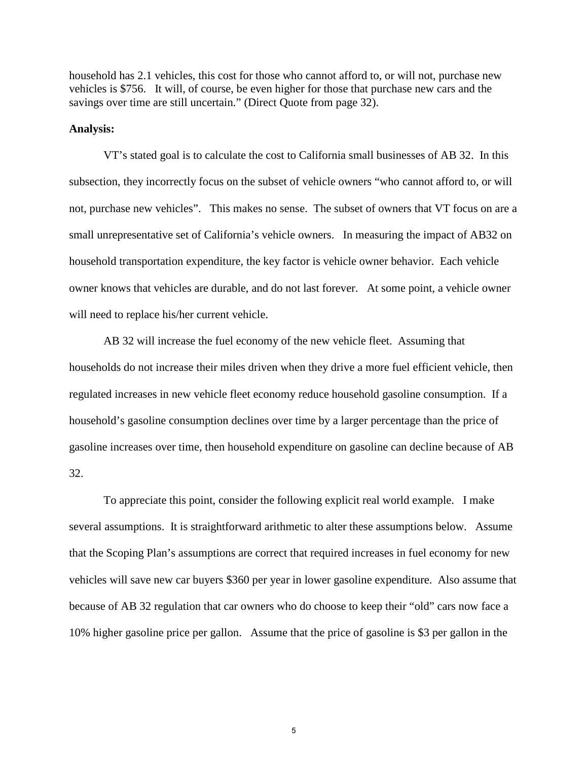household has 2.1 vehicles, this cost for those who cannot afford to, or will not, purchase new vehicles is $756. It will, of course, be even higher for those that purchase new cars and the savings over time are still uncertain." (Direct Quote from page 32).

**Analysis:**

VT's stated goal is to calculate the cost to California small businesses of AB 32. In this subsection, they incorrectly focus on the subset of vehicle owners "who cannot afford to, or will not, purchase new vehicles". This makes no sense. The subset of owners that VT focus on are a small unrepresentative set of California's vehicle owners. In measuring the impact of AB32 on household transportation expenditure, the key factor is vehicle owner behavior. Each vehicle owner knows that vehicles are durable, and do not last forever. At some point, a vehicle owner will need to replace his/her current vehicle.

AB 32 will increase the fuel economy of the new vehicle fleet. Assuming that households do not increase their miles driven when they drive a more fuel efficient vehicle, then regulated increases in new vehicle fleet economy reduce household gasoline consumption. If a household's gasoline consumption declines over time by a larger percentage than the price of gasoline increases over time, then household expenditure on gasoline can decline because of AB 32.

To appreciate this point, consider the following explicit real world example. I make several assumptions. It is straightforward arithmetic to alter these assumptions below. Assume that the Scoping Plan's assumptions are correct that required increases in fuel economy for new vehicles will save new car buyers $360 per year in lower gasoline expenditure. Also assume that because of AB 32 regulation that car owners who do choose to keep their "old" cars now face a 10% higher gasoline price per gallon. Assume that the price of gasoline is $3 per gallon in the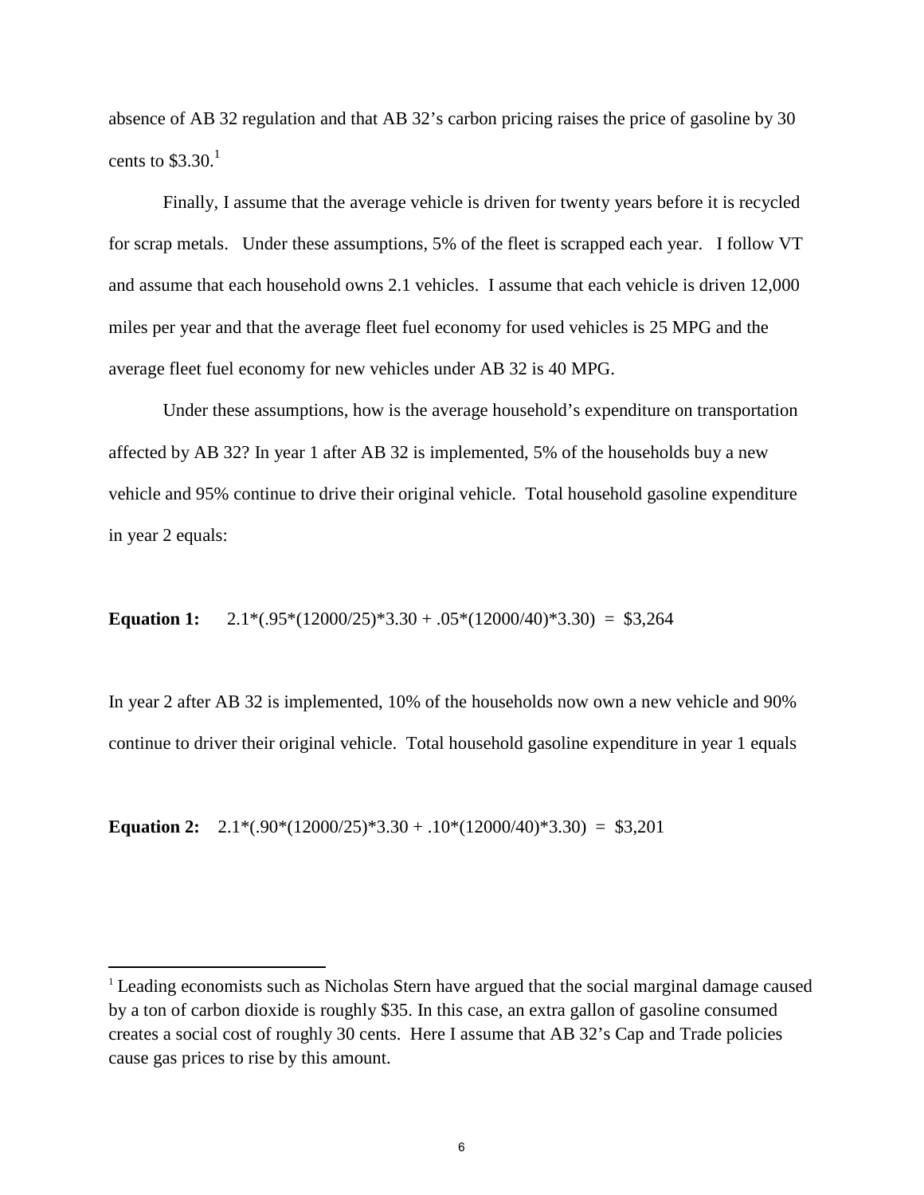absence of AB 32 regulation and that AB 32's carbon pricing raises the price of gasoline by 30 cents to $3.30.[1]

Finally, I assume that the average vehicle is driven for twenty years before it is recycled for scrap metals. Under these assumptions, 5% of the fleet is scrapped each year. I follow VT and assume that each household owns 2.1 vehicles. I assume that each vehicle is driven 12,000 miles per year and that the average fleet fuel economy for used vehicles is 25 MPG and the average fleet fuel economy for new vehicles under AB 32 is 40 MPG.

Under these assumptions, how is the average household's expenditure on transportation affected by AB 32? In year 1 after AB 32 is implemented, 5% of the households buy a new vehicle and 95% continue to drive their original vehicle. Total household gasoline expenditure in year 2 equals:

**Equation 1:** $2.1*(.95*(12000/25)*3.30 + .05*(12000/40)*3.30) = \$3,264$

In year 2 after AB 32 is implemented, 10% of the households now own a new vehicle and 90% continue to driver their original vehicle. Total household gasoline expenditure in year 1 equals

**Equation 2:** $2.1*(.90*(12000/25)*3.30 + .10*(12000/40)*3.30) = \$3,201$

[1] Leading economists such as Nicholas Stern have argued that the social marginal damage caused by a ton of carbon dioxide is roughly $35. In this case, an extra gallon of gasoline consumed creates a social cost of roughly 30 cents. Here I assume that AB 32's Cap and Trade policies cause gas prices to rise by this amount.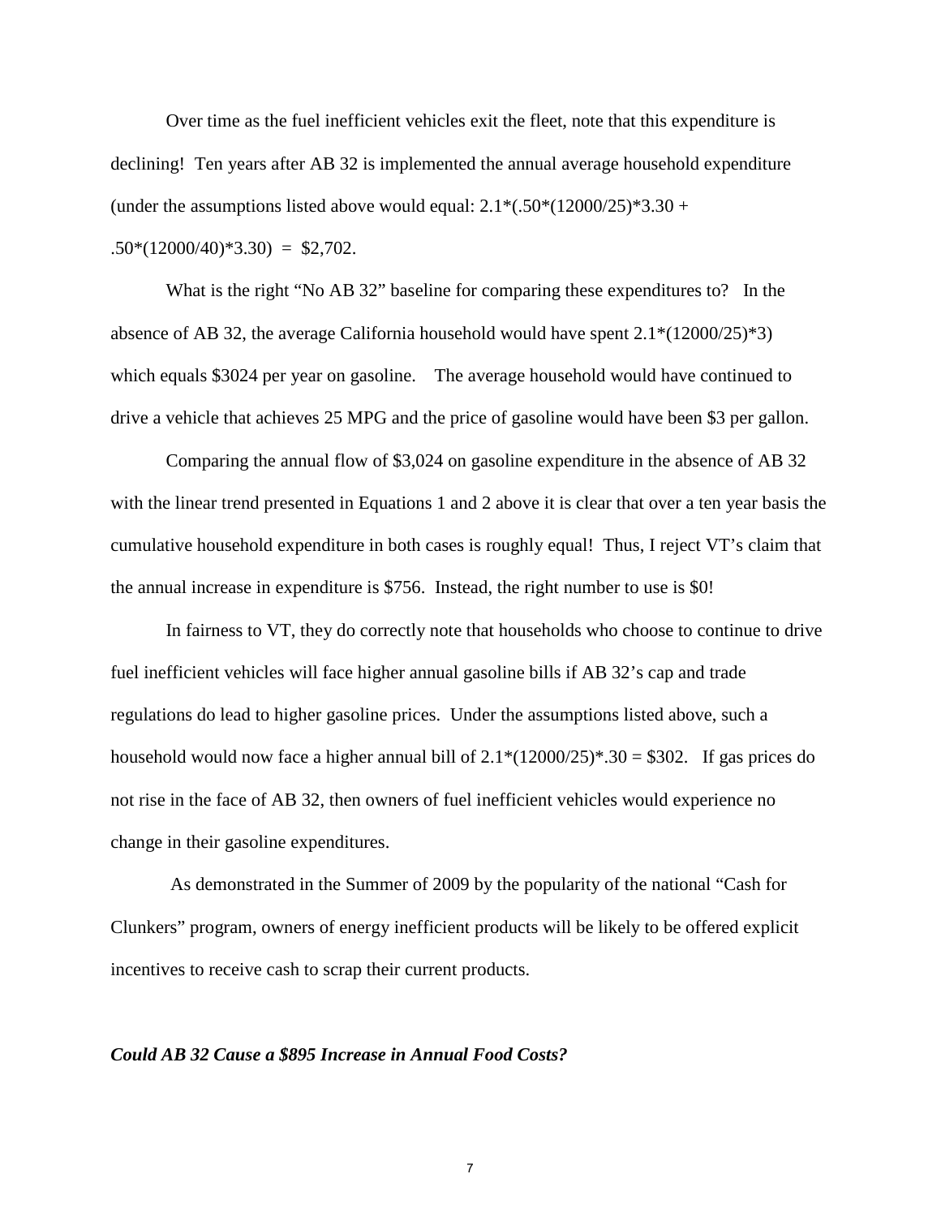Over time as the fuel inefficient vehicles exit the fleet, note that this expenditure is declining! Ten years after AB 32 is implemented the annual average household expenditure (under the assumptions listed above would equal: $2.1*(.50*(12000/25)*3.30 + .50*(12000/40)*3.30) = \$2,702$.

What is the right "No AB 32" baseline for comparing these expenditures to? In the absence of AB 32, the average California household would have spent $2.1*(12000/25)*3)$ which equals $3024 per year on gasoline. The average household would have continued to drive a vehicle that achieves 25 MPG and the price of gasoline would have been $3 per gallon.

Comparing the annual flow of $3,024 on gasoline expenditure in the absence of AB 32 with the linear trend presented in Equations 1 and 2 above it is clear that over a ten year basis the cumulative household expenditure in both cases is roughly equal! Thus, I reject VT's claim that the annual increase in expenditure is $756. Instead, the right number to use is $0!

In fairness to VT, they do correctly note that households who choose to continue to drive fuel inefficient vehicles will face higher annual gasoline bills if AB 32's cap and trade regulations do lead to higher gasoline prices. Under the assumptions listed above, such a household would now face a higher annual bill of $2.1*(12000/25)*.30 = \$302$. If gas prices do not rise in the face of AB 32, then owners of fuel inefficient vehicles would experience no change in their gasoline expenditures.

As demonstrated in the Summer of 2009 by the popularity of the national "Cash for Clunkers" program, owners of energy inefficient products will be likely to be offered explicit incentives to receive cash to scrap their current products.

***Could AB 32 Cause a $895 Increase in Annual Food Costs?***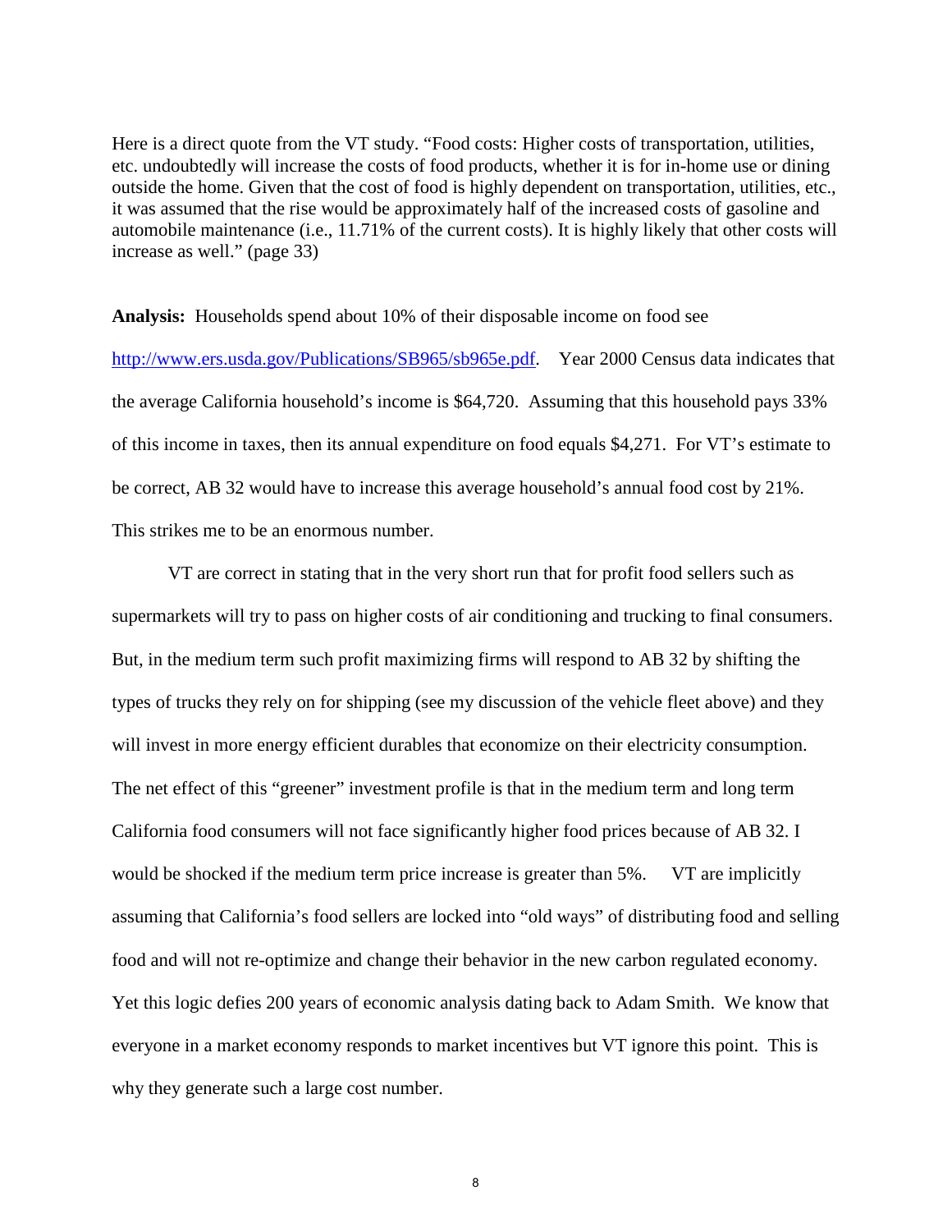Here is a direct quote from the VT study. "Food costs: Higher costs of transportation, utilities, etc. undoubtedly will increase the costs of food products, whether it is for in-home use or dining outside the home. Given that the cost of food is highly dependent on transportation, utilities, etc., it was assumed that the rise would be approximately half of the increased costs of gasoline and automobile maintenance (i.e., 11.71% of the current costs). It is highly likely that other costs will increase as well." (page 33)

**Analysis:** Households spend about 10% of their disposable income on food see [http://www.ers.usda.gov/Publications/SB965/sb965e.pdf](http://www.ers.usda.gov/Publications/SB965/sb965e.pdf). Year 2000 Census data indicates that the average California household's income is $64,720. Assuming that this household pays 33% of this income in taxes, then its annual expenditure on food equals $4,271. For VT's estimate to be correct, AB 32 would have to increase this average household's annual food cost by 21%. This strikes me to be an enormous number.

VT are correct in stating that in the very short run that for profit food sellers such as supermarkets will try to pass on higher costs of air conditioning and trucking to final consumers. But, in the medium term such profit maximizing firms will respond to AB 32 by shifting the types of trucks they rely on for shipping (see my discussion of the vehicle fleet above) and they will invest in more energy efficient durables that economize on their electricity consumption. The net effect of this "greener" investment profile is that in the medium term and long term California food consumers will not face significantly higher food prices because of AB 32. I would be shocked if the medium term price increase is greater than 5%. VT are implicitly assuming that California's food sellers are locked into "old ways" of distributing food and selling food and will not re-optimize and change their behavior in the new carbon regulated economy. Yet this logic defies 200 years of economic analysis dating back to Adam Smith. We know that everyone in a market economy responds to market incentives but VT ignore this point. This is why they generate such a large cost number.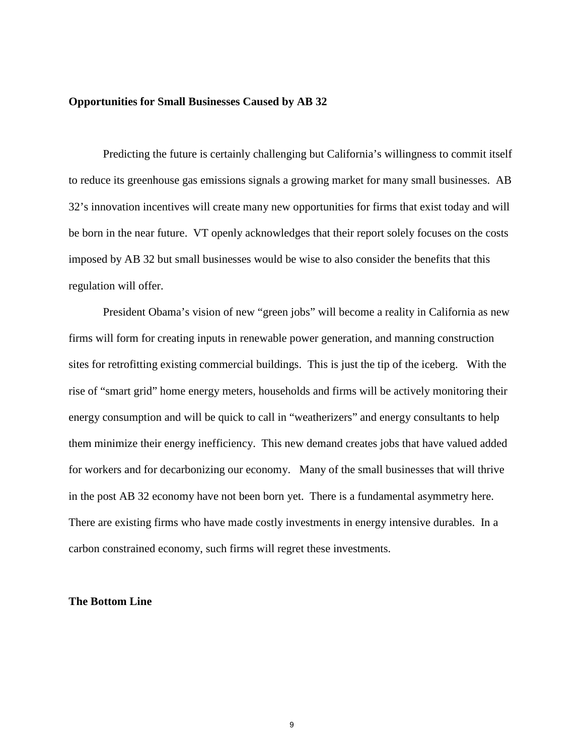**Opportunities for Small Businesses Caused by AB 32**

Predicting the future is certainly challenging but California's willingness to commit itself to reduce its greenhouse gas emissions signals a growing market for many small businesses. AB 32's innovation incentives will create many new opportunities for firms that exist today and will be born in the near future. VT openly acknowledges that their report solely focuses on the costs imposed by AB 32 but small businesses would be wise to also consider the benefits that this regulation will offer.

President Obama's vision of new "green jobs" will become a reality in California as new firms will form for creating inputs in renewable power generation, and manning construction sites for retrofitting existing commercial buildings. This is just the tip of the iceberg. With the rise of "smart grid" home energy meters, households and firms will be actively monitoring their energy consumption and will be quick to call in "weatherizers" and energy consultants to help them minimize their energy inefficiency. This new demand creates jobs that have valued added for workers and for decarbonizing our economy. Many of the small businesses that will thrive in the post AB 32 economy have not been born yet. There is a fundamental asymmetry here. There are existing firms who have made costly investments in energy intensive durables. In a carbon constrained economy, such firms will regret these investments.

**The Bottom Line**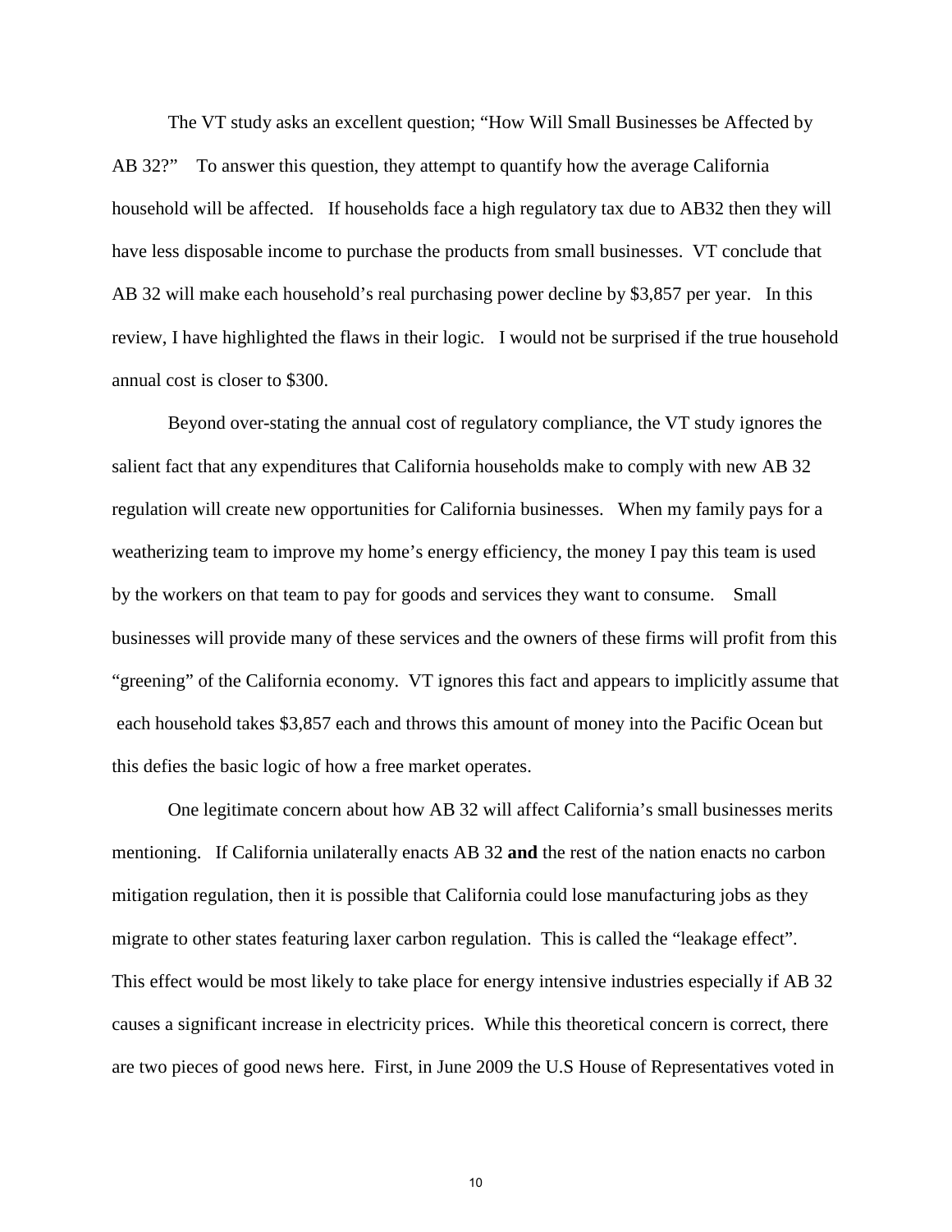The VT study asks an excellent question; "How Will Small Businesses be Affected by AB 32?" To answer this question, they attempt to quantify how the average California household will be affected. If households face a high regulatory tax due to AB32 then they will have less disposable income to purchase the products from small businesses. VT conclude that AB 32 will make each household's real purchasing power decline by $3,857 per year. In this review, I have highlighted the flaws in their logic. I would not be surprised if the true household annual cost is closer to $300.

Beyond over-stating the annual cost of regulatory compliance, the VT study ignores the salient fact that any expenditures that California households make to comply with new AB 32 regulation will create new opportunities for California businesses. When my family pays for a weatherizing team to improve my home's energy efficiency, the money I pay this team is used by the workers on that team to pay for goods and services they want to consume. Small businesses will provide many of these services and the owners of these firms will profit from this "greening" of the California economy. VT ignores this fact and appears to implicitly assume that each household takes $3,857 each and throws this amount of money into the Pacific Ocean but this defies the basic logic of how a free market operates.

One legitimate concern about how AB 32 will affect California's small businesses merits mentioning. If California unilaterally enacts AB 32 **and** the rest of the nation enacts no carbon mitigation regulation, then it is possible that California could lose manufacturing jobs as they migrate to other states featuring laxer carbon regulation. This is called the "leakage effect". This effect would be most likely to take place for energy intensive industries especially if AB 32 causes a significant increase in electricity prices. While this theoretical concern is correct, there are two pieces of good news here. First, in June 2009 the U.S House of Representatives voted in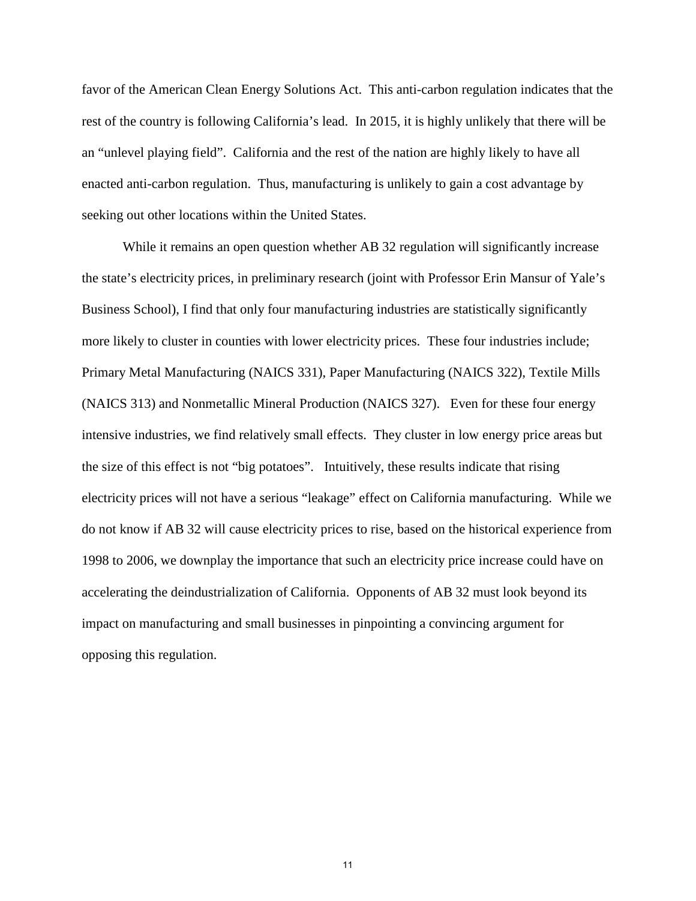favor of the American Clean Energy Solutions Act. This anti-carbon regulation indicates that the rest of the country is following California's lead. In 2015, it is highly unlikely that there will be an "unlevel playing field". California and the rest of the nation are highly likely to have all enacted anti-carbon regulation. Thus, manufacturing is unlikely to gain a cost advantage by seeking out other locations within the United States.

While it remains an open question whether AB 32 regulation will significantly increase the state's electricity prices, in preliminary research (joint with Professor Erin Mansur of Yale's Business School), I find that only four manufacturing industries are statistically significantly more likely to cluster in counties with lower electricity prices. These four industries include; Primary Metal Manufacturing (NAICS 331), Paper Manufacturing (NAICS 322), Textile Mills (NAICS 313) and Nonmetallic Mineral Production (NAICS 327). Even for these four energy intensive industries, we find relatively small effects. They cluster in low energy price areas but the size of this effect is not "big potatoes". Intuitively, these results indicate that rising electricity prices will not have a serious "leakage" effect on California manufacturing. While we do not know if AB 32 will cause electricity prices to rise, based on the historical experience from 1998 to 2006, we downplay the importance that such an electricity price increase could have on accelerating the deindustrialization of California. Opponents of AB 32 must look beyond its impact on manufacturing and small businesses in pinpointing a convincing argument for opposing this regulation.